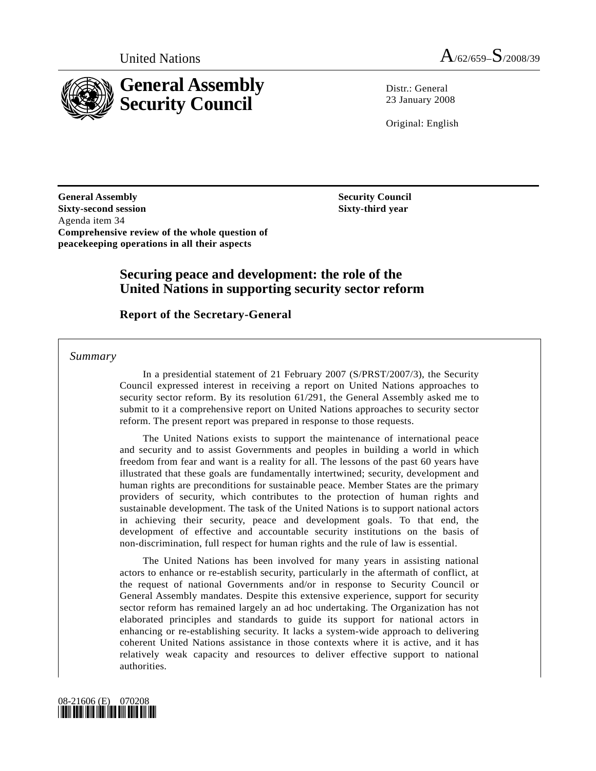United Nations A/62/659–S/2008/39

# General Assembly Security Council

Distr.: General
23 January 2008

Original: English

**General Assembly**
**Sixty-second session**
Agenda item 34
**Comprehensive review of the whole question of peacekeeping operations in all their aspects**

**Security Council**
**Sixty-third year**

# Securing peace and development: the role of the United Nations in supporting security sector reform

## Report of the Secretary-General

*Summary*

In a presidential statement of 21 February 2007 (S/PRST/2007/3), the Security Council expressed interest in receiving a report on United Nations approaches to security sector reform. By its resolution 61/291, the General Assembly asked me to submit to it a comprehensive report on United Nations approaches to security sector reform. The present report was prepared in response to those requests.

The United Nations exists to support the maintenance of international peace and security and to assist Governments and peoples in building a world in which freedom from fear and want is a reality for all. The lessons of the past 60 years have illustrated that these goals are fundamentally intertwined; security, development and human rights are preconditions for sustainable peace. Member States are the primary providers of security, which contributes to the protection of human rights and sustainable development. The task of the United Nations is to support national actors in achieving their security, peace and development goals. To that end, the development of effective and accountable security institutions on the basis of non-discrimination, full respect for human rights and the rule of law is essential.

The United Nations has been involved for many years in assisting national actors to enhance or re-establish security, particularly in the aftermath of conflict, at the request of national Governments and/or in response to Security Council or General Assembly mandates. Despite this extensive experience, support for security sector reform has remained largely an ad hoc undertaking. The Organization has not elaborated principles and standards to guide its support for national actors in enhancing or re-establishing security. It lacks a system-wide approach to delivering coherent United Nations assistance in those contexts where it is active, and it has relatively weak capacity and resources to deliver effective support to national authorities.

08-21606 (E) 070208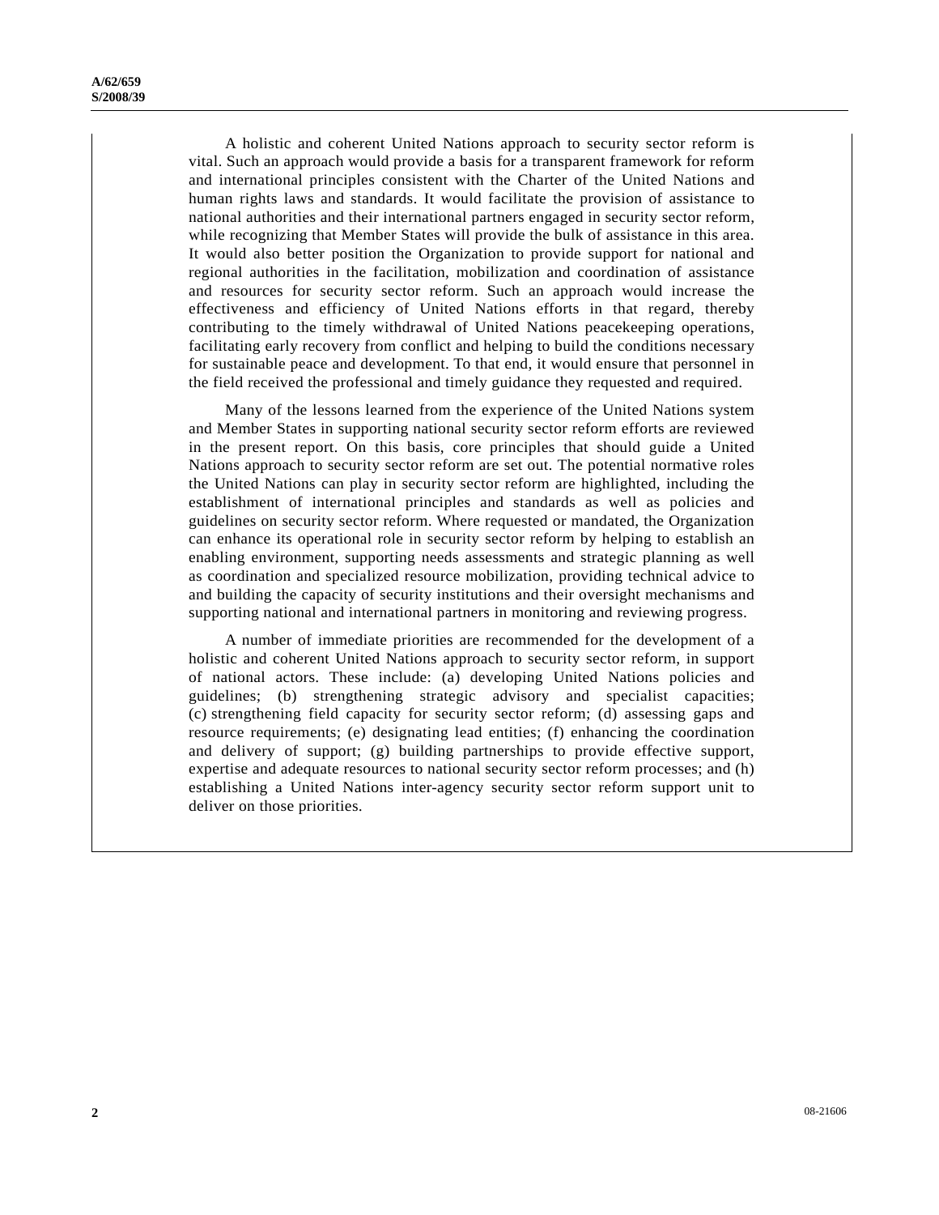A holistic and coherent United Nations approach to security sector reform is vital. Such an approach would provide a basis for a transparent framework for reform and international principles consistent with the Charter of the United Nations and human rights laws and standards. It would facilitate the provision of assistance to national authorities and their international partners engaged in security sector reform, while recognizing that Member States will provide the bulk of assistance in this area. It would also better position the Organization to provide support for national and regional authorities in the facilitation, mobilization and coordination of assistance and resources for security sector reform. Such an approach would increase the effectiveness and efficiency of United Nations efforts in that regard, thereby contributing to the timely withdrawal of United Nations peacekeeping operations, facilitating early recovery from conflict and helping to build the conditions necessary for sustainable peace and development. To that end, it would ensure that personnel in the field received the professional and timely guidance they requested and required.

Many of the lessons learned from the experience of the United Nations system and Member States in supporting national security sector reform efforts are reviewed in the present report. On this basis, core principles that should guide a United Nations approach to security sector reform are set out. The potential normative roles the United Nations can play in security sector reform are highlighted, including the establishment of international principles and standards as well as policies and guidelines on security sector reform. Where requested or mandated, the Organization can enhance its operational role in security sector reform by helping to establish an enabling environment, supporting needs assessments and strategic planning as well as coordination and specialized resource mobilization, providing technical advice to and building the capacity of security institutions and their oversight mechanisms and supporting national and international partners in monitoring and reviewing progress.

A number of immediate priorities are recommended for the development of a holistic and coherent United Nations approach to security sector reform, in support of national actors. These include: (a) developing United Nations policies and guidelines; (b) strengthening strategic advisory and specialist capacities; (c) strengthening field capacity for security sector reform; (d) assessing gaps and resource requirements; (e) designating lead entities; (f) enhancing the coordination and delivery of support; (g) building partnerships to provide effective support, expertise and adequate resources to national security sector reform processes; and (h) establishing a United Nations inter-agency security sector reform support unit to deliver on those priorities.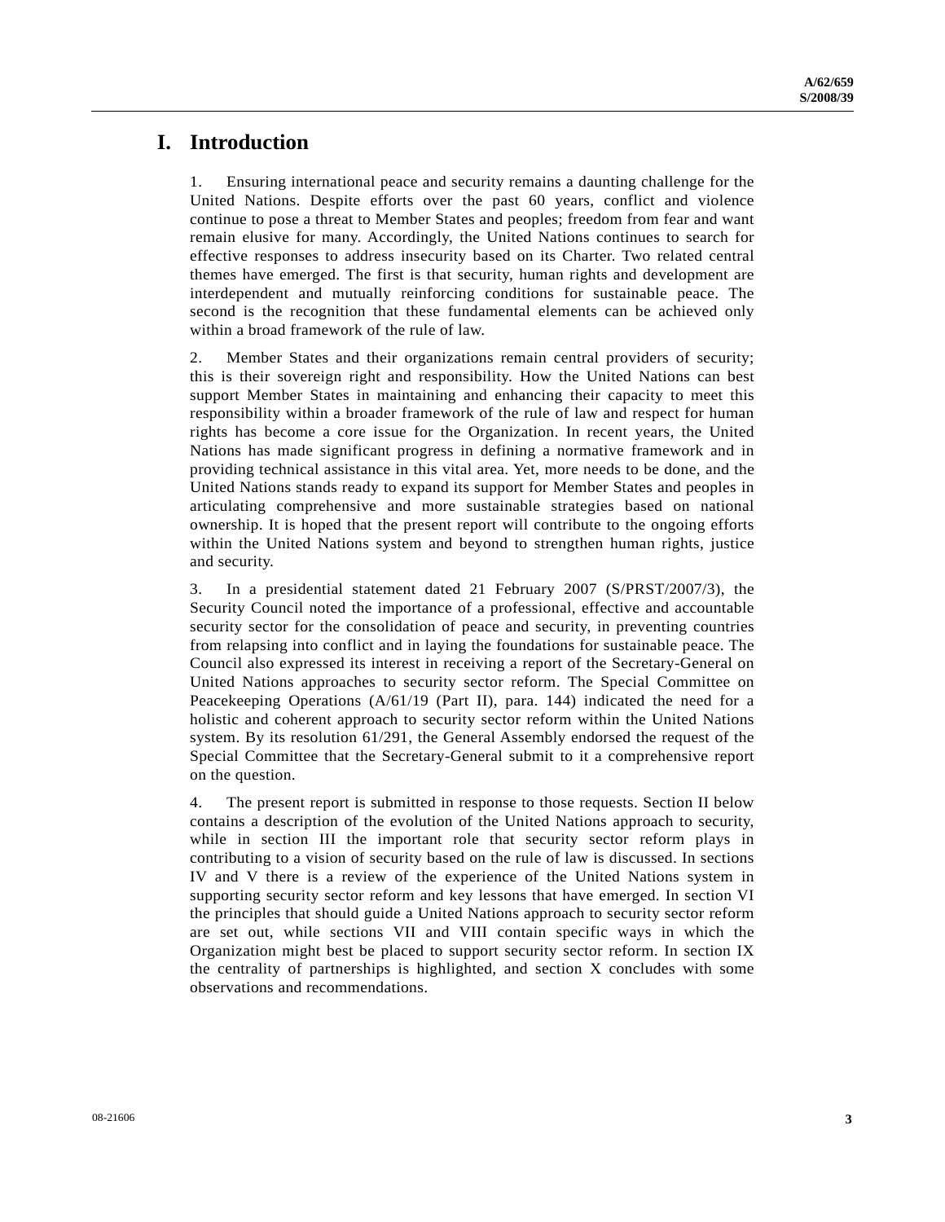# I. Introduction

1. Ensuring international peace and security remains a daunting challenge for the United Nations. Despite efforts over the past 60 years, conflict and violence continue to pose a threat to Member States and peoples; freedom from fear and want remain elusive for many. Accordingly, the United Nations continues to search for effective responses to address insecurity based on its Charter. Two related central themes have emerged. The first is that security, human rights and development are interdependent and mutually reinforcing conditions for sustainable peace. The second is the recognition that these fundamental elements can be achieved only within a broad framework of the rule of law.

2. Member States and their organizations remain central providers of security; this is their sovereign right and responsibility. How the United Nations can best support Member States in maintaining and enhancing their capacity to meet this responsibility within a broader framework of the rule of law and respect for human rights has become a core issue for the Organization. In recent years, the United Nations has made significant progress in defining a normative framework and in providing technical assistance in this vital area. Yet, more needs to be done, and the United Nations stands ready to expand its support for Member States and peoples in articulating comprehensive and more sustainable strategies based on national ownership. It is hoped that the present report will contribute to the ongoing efforts within the United Nations system and beyond to strengthen human rights, justice and security.

3. In a presidential statement dated 21 February 2007 (S/PRST/2007/3), the Security Council noted the importance of a professional, effective and accountable security sector for the consolidation of peace and security, in preventing countries from relapsing into conflict and in laying the foundations for sustainable peace. The Council also expressed its interest in receiving a report of the Secretary-General on United Nations approaches to security sector reform. The Special Committee on Peacekeeping Operations (A/61/19 (Part II), para. 144) indicated the need for a holistic and coherent approach to security sector reform within the United Nations system. By its resolution 61/291, the General Assembly endorsed the request of the Special Committee that the Secretary-General submit to it a comprehensive report on the question.

4. The present report is submitted in response to those requests. Section II below contains a description of the evolution of the United Nations approach to security, while in section III the important role that security sector reform plays in contributing to a vision of security based on the rule of law is discussed. In sections IV and V there is a review of the experience of the United Nations system in supporting security sector reform and key lessons that have emerged. In section VI the principles that should guide a United Nations approach to security sector reform are set out, while sections VII and VIII contain specific ways in which the Organization might best be placed to support security sector reform. In section IX the centrality of partnerships is highlighted, and section X concludes with some observations and recommendations.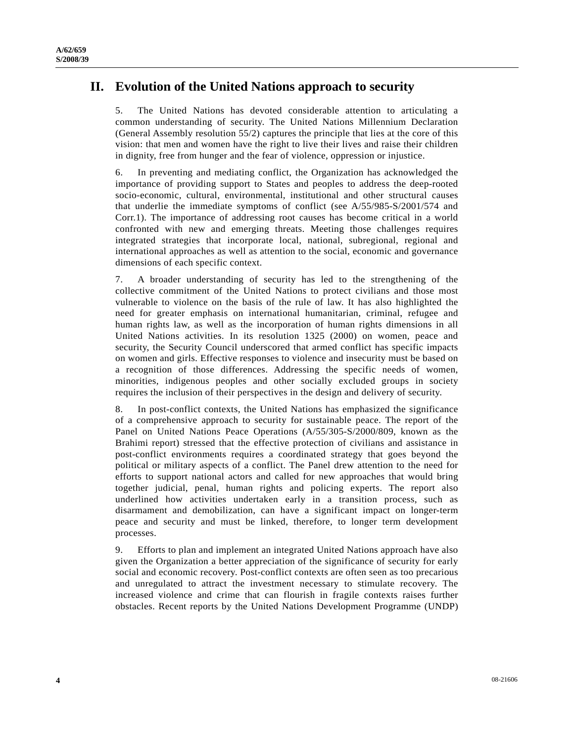## II. Evolution of the United Nations approach to security

5. The United Nations has devoted considerable attention to articulating a common understanding of security. The United Nations Millennium Declaration (General Assembly resolution 55/2) captures the principle that lies at the core of this vision: that men and women have the right to live their lives and raise their children in dignity, free from hunger and the fear of violence, oppression or injustice.

6. In preventing and mediating conflict, the Organization has acknowledged the importance of providing support to States and peoples to address the deep-rooted socio-economic, cultural, environmental, institutional and other structural causes that underlie the immediate symptoms of conflict (see A/55/985-S/2001/574 and Corr.1). The importance of addressing root causes has become critical in a world confronted with new and emerging threats. Meeting those challenges requires integrated strategies that incorporate local, national, subregional, regional and international approaches as well as attention to the social, economic and governance dimensions of each specific context.

7. A broader understanding of security has led to the strengthening of the collective commitment of the United Nations to protect civilians and those most vulnerable to violence on the basis of the rule of law. It has also highlighted the need for greater emphasis on international humanitarian, criminal, refugee and human rights law, as well as the incorporation of human rights dimensions in all United Nations activities. In its resolution 1325 (2000) on women, peace and security, the Security Council underscored that armed conflict has specific impacts on women and girls. Effective responses to violence and insecurity must be based on a recognition of those differences. Addressing the specific needs of women, minorities, indigenous peoples and other socially excluded groups in society requires the inclusion of their perspectives in the design and delivery of security.

8. In post-conflict contexts, the United Nations has emphasized the significance of a comprehensive approach to security for sustainable peace. The report of the Panel on United Nations Peace Operations (A/55/305-S/2000/809, known as the Brahimi report) stressed that the effective protection of civilians and assistance in post-conflict environments requires a coordinated strategy that goes beyond the political or military aspects of a conflict. The Panel drew attention to the need for efforts to support national actors and called for new approaches that would bring together judicial, penal, human rights and policing experts. The report also underlined how activities undertaken early in a transition process, such as disarmament and demobilization, can have a significant impact on longer-term peace and security and must be linked, therefore, to longer term development processes.

9. Efforts to plan and implement an integrated United Nations approach have also given the Organization a better appreciation of the significance of security for early social and economic recovery. Post-conflict contexts are often seen as too precarious and unregulated to attract the investment necessary to stimulate recovery. The increased violence and crime that can flourish in fragile contexts raises further obstacles. Recent reports by the United Nations Development Programme (UNDP)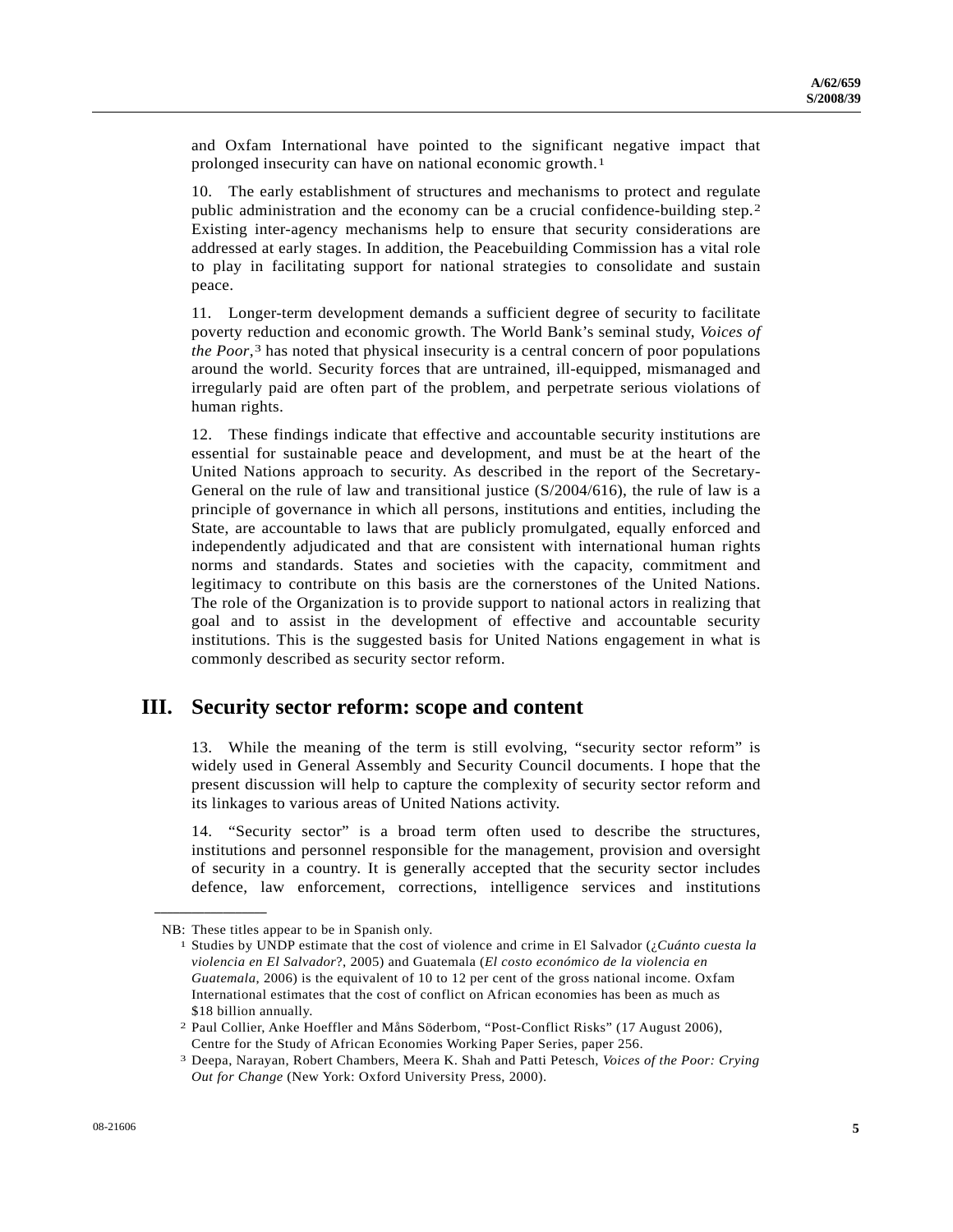and Oxfam International have pointed to the significant negative impact that prolonged insecurity can have on national economic growth.[1]

10. The early establishment of structures and mechanisms to protect and regulate public administration and the economy can be a crucial confidence-building step.[2] Existing inter-agency mechanisms help to ensure that security considerations are addressed at early stages. In addition, the Peacebuilding Commission has a vital role to play in facilitating support for national strategies to consolidate and sustain peace.

11. Longer-term development demands a sufficient degree of security to facilitate poverty reduction and economic growth. The World Bank's seminal study, *Voices of the Poor*,[3] has noted that physical insecurity is a central concern of poor populations around the world. Security forces that are untrained, ill-equipped, mismanaged and irregularly paid are often part of the problem, and perpetrate serious violations of human rights.

12. These findings indicate that effective and accountable security institutions are essential for sustainable peace and development, and must be at the heart of the United Nations approach to security. As described in the report of the Secretary-General on the rule of law and transitional justice (S/2004/616), the rule of law is a principle of governance in which all persons, institutions and entities, including the State, are accountable to laws that are publicly promulgated, equally enforced and independently adjudicated and that are consistent with international human rights norms and standards. States and societies with the capacity, commitment and legitimacy to contribute on this basis are the cornerstones of the United Nations. The role of the Organization is to provide support to national actors in realizing that goal and to assist in the development of effective and accountable security institutions. This is the suggested basis for United Nations engagement in what is commonly described as security sector reform.

## III. Security sector reform: scope and content

13. While the meaning of the term is still evolving, "security sector reform" is widely used in General Assembly and Security Council documents. I hope that the present discussion will help to capture the complexity of security sector reform and its linkages to various areas of United Nations activity.

14. "Security sector" is a broad term often used to describe the structures, institutions and personnel responsible for the management, provision and oversight of security in a country. It is generally accepted that the security sector includes defence, law enforcement, corrections, intelligence services and institutions

---

NB: These titles appear to be in Spanish only.

[1] Studies by UNDP estimate that the cost of violence and crime in El Salvador (*¿Cuánto cuesta la violencia en El Salvador*?, 2005) and Guatemala (*El costo económico de la violencia en Guatemala*, 2006) is the equivalent of 10 to 12 per cent of the gross national income. Oxfam International estimates that the cost of conflict on African economies has been as much as $18 billion annually.

[2] Paul Collier, Anke Hoeffler and Måns Söderbom, "Post-Conflict Risks" (17 August 2006), Centre for the Study of African Economies Working Paper Series, paper 256.

[3] Deepa, Narayan, Robert Chambers, Meera K. Shah and Patti Petesch, *Voices of the Poor: Crying Out for Change* (New York: Oxford University Press, 2000).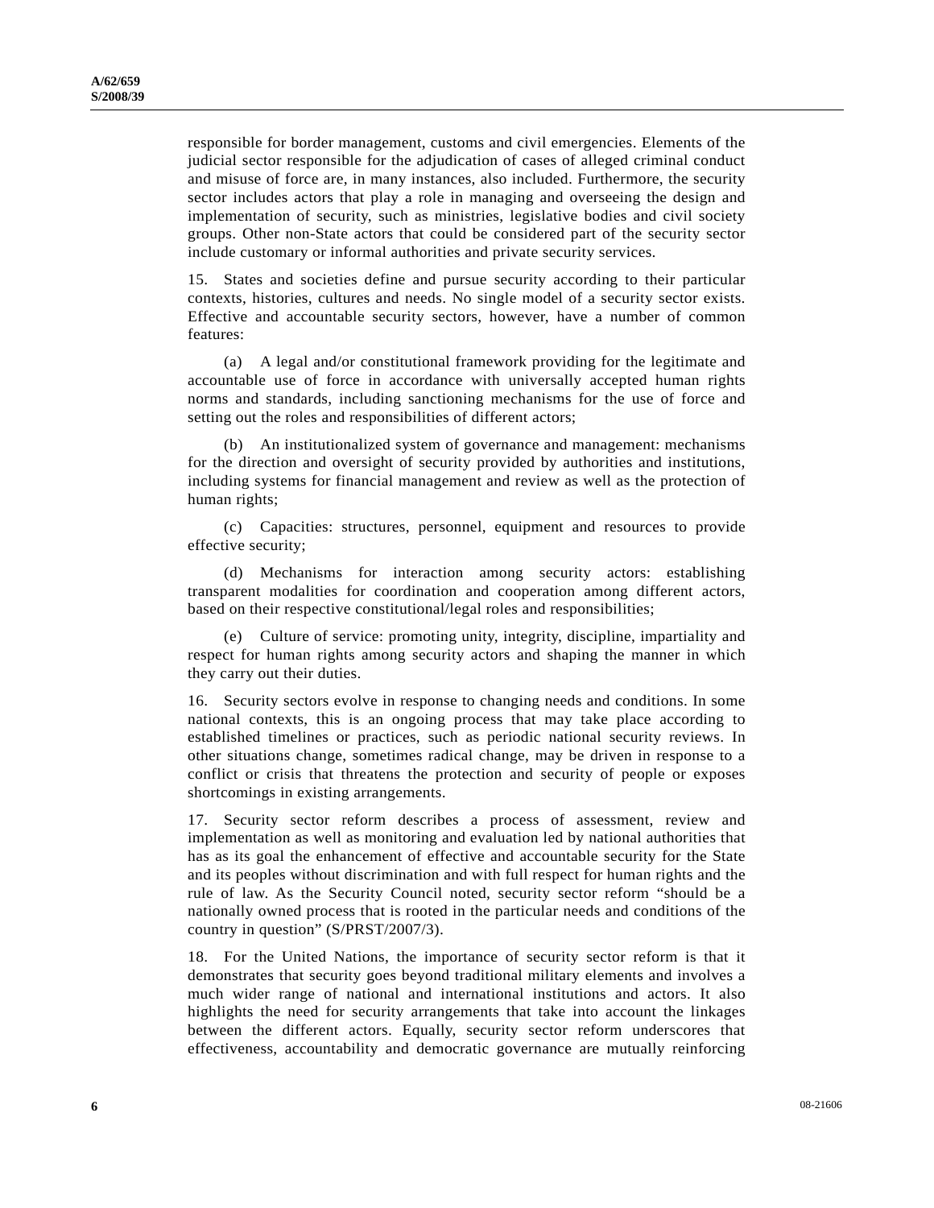responsible for border management, customs and civil emergencies. Elements of the judicial sector responsible for the adjudication of cases of alleged criminal conduct and misuse of force are, in many instances, also included. Furthermore, the security sector includes actors that play a role in managing and overseeing the design and implementation of security, such as ministries, legislative bodies and civil society groups. Other non-State actors that could be considered part of the security sector include customary or informal authorities and private security services.

15. States and societies define and pursue security according to their particular contexts, histories, cultures and needs. No single model of a security sector exists. Effective and accountable security sectors, however, have a number of common features:

(a) A legal and/or constitutional framework providing for the legitimate and accountable use of force in accordance with universally accepted human rights norms and standards, including sanctioning mechanisms for the use of force and setting out the roles and responsibilities of different actors;

(b) An institutionalized system of governance and management: mechanisms for the direction and oversight of security provided by authorities and institutions, including systems for financial management and review as well as the protection of human rights;

(c) Capacities: structures, personnel, equipment and resources to provide effective security;

(d) Mechanisms for interaction among security actors: establishing transparent modalities for coordination and cooperation among different actors, based on their respective constitutional/legal roles and responsibilities;

(e) Culture of service: promoting unity, integrity, discipline, impartiality and respect for human rights among security actors and shaping the manner in which they carry out their duties.

16. Security sectors evolve in response to changing needs and conditions. In some national contexts, this is an ongoing process that may take place according to established timelines or practices, such as periodic national security reviews. In other situations change, sometimes radical change, may be driven in response to a conflict or crisis that threatens the protection and security of people or exposes shortcomings in existing arrangements.

17. Security sector reform describes a process of assessment, review and implementation as well as monitoring and evaluation led by national authorities that has as its goal the enhancement of effective and accountable security for the State and its peoples without discrimination and with full respect for human rights and the rule of law. As the Security Council noted, security sector reform "should be a nationally owned process that is rooted in the particular needs and conditions of the country in question" (S/PRST/2007/3).

18. For the United Nations, the importance of security sector reform is that it demonstrates that security goes beyond traditional military elements and involves a much wider range of national and international institutions and actors. It also highlights the need for security arrangements that take into account the linkages between the different actors. Equally, security sector reform underscores that effectiveness, accountability and democratic governance are mutually reinforcing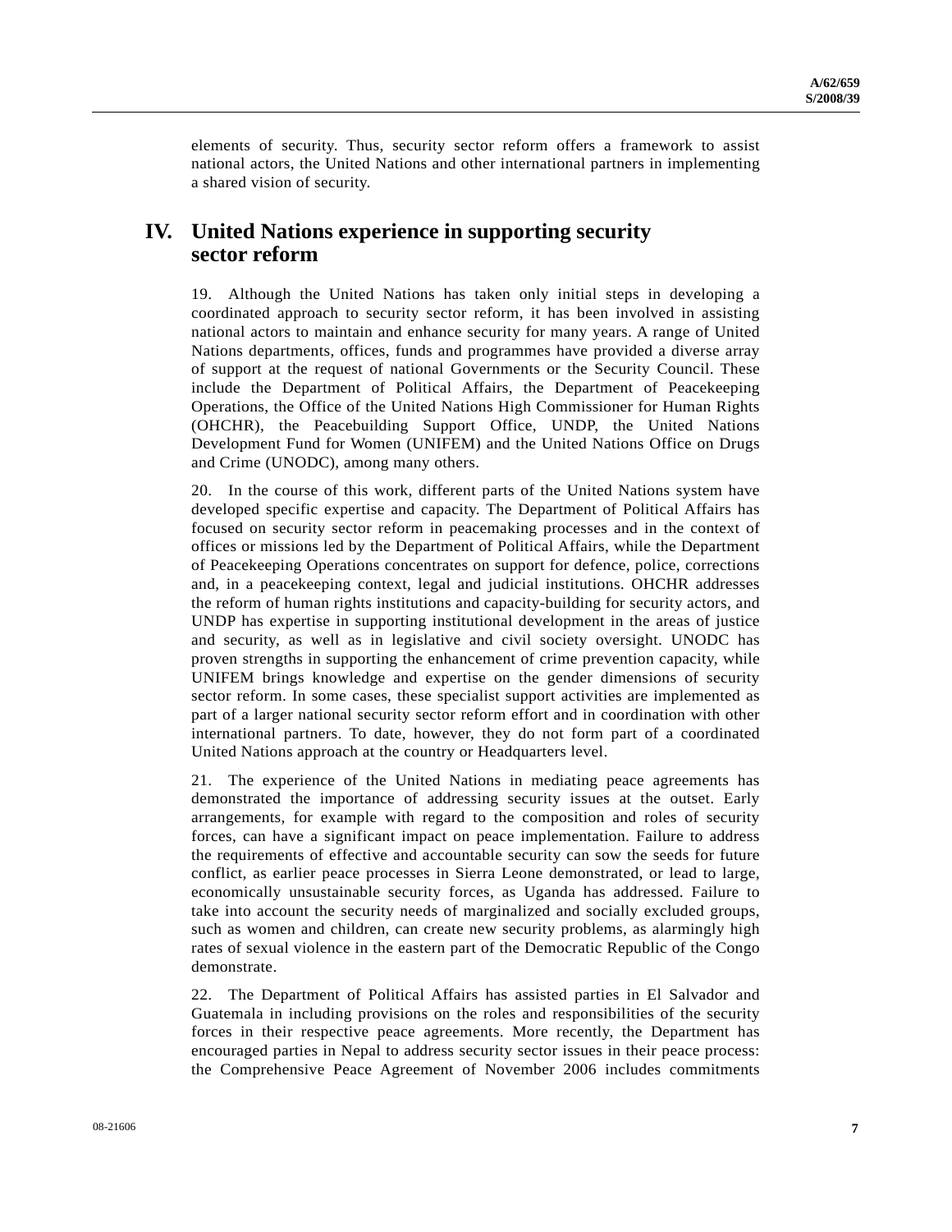elements of security. Thus, security sector reform offers a framework to assist national actors, the United Nations and other international partners in implementing a shared vision of security.

## IV. United Nations experience in supporting security sector reform

19. Although the United Nations has taken only initial steps in developing a coordinated approach to security sector reform, it has been involved in assisting national actors to maintain and enhance security for many years. A range of United Nations departments, offices, funds and programmes have provided a diverse array of support at the request of national Governments or the Security Council. These include the Department of Political Affairs, the Department of Peacekeeping Operations, the Office of the United Nations High Commissioner for Human Rights (OHCHR), the Peacebuilding Support Office, UNDP, the United Nations Development Fund for Women (UNIFEM) and the United Nations Office on Drugs and Crime (UNODC), among many others.

20. In the course of this work, different parts of the United Nations system have developed specific expertise and capacity. The Department of Political Affairs has focused on security sector reform in peacemaking processes and in the context of offices or missions led by the Department of Political Affairs, while the Department of Peacekeeping Operations concentrates on support for defence, police, corrections and, in a peacekeeping context, legal and judicial institutions. OHCHR addresses the reform of human rights institutions and capacity-building for security actors, and UNDP has expertise in supporting institutional development in the areas of justice and security, as well as in legislative and civil society oversight. UNODC has proven strengths in supporting the enhancement of crime prevention capacity, while UNIFEM brings knowledge and expertise on the gender dimensions of security sector reform. In some cases, these specialist support activities are implemented as part of a larger national security sector reform effort and in coordination with other international partners. To date, however, they do not form part of a coordinated United Nations approach at the country or Headquarters level.

21. The experience of the United Nations in mediating peace agreements has demonstrated the importance of addressing security issues at the outset. Early arrangements, for example with regard to the composition and roles of security forces, can have a significant impact on peace implementation. Failure to address the requirements of effective and accountable security can sow the seeds for future conflict, as earlier peace processes in Sierra Leone demonstrated, or lead to large, economically unsustainable security forces, as Uganda has addressed. Failure to take into account the security needs of marginalized and socially excluded groups, such as women and children, can create new security problems, as alarmingly high rates of sexual violence in the eastern part of the Democratic Republic of the Congo demonstrate.

22. The Department of Political Affairs has assisted parties in El Salvador and Guatemala in including provisions on the roles and responsibilities of the security forces in their respective peace agreements. More recently, the Department has encouraged parties in Nepal to address security sector issues in their peace process: the Comprehensive Peace Agreement of November 2006 includes commitments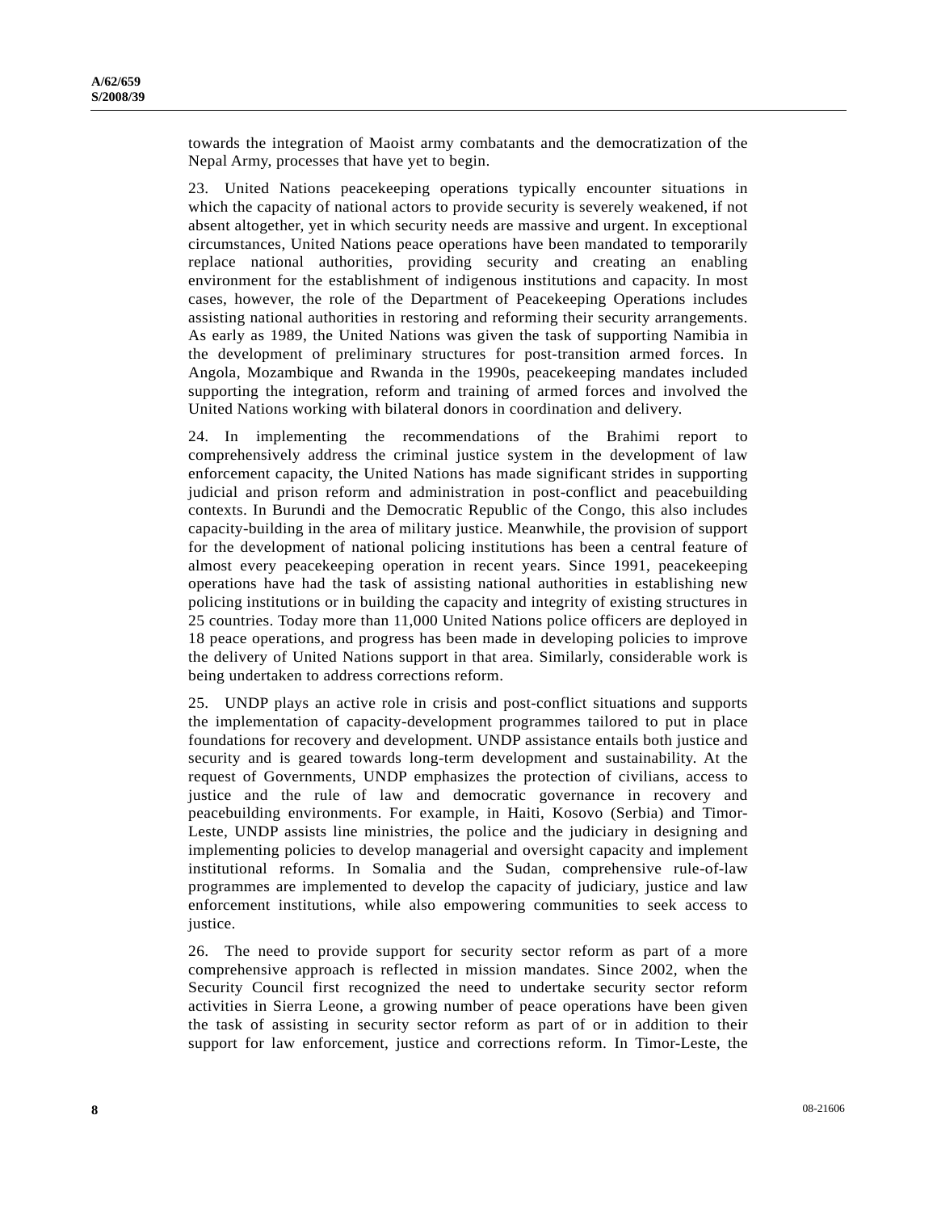towards the integration of Maoist army combatants and the democratization of the Nepal Army, processes that have yet to begin.

23. United Nations peacekeeping operations typically encounter situations in which the capacity of national actors to provide security is severely weakened, if not absent altogether, yet in which security needs are massive and urgent. In exceptional circumstances, United Nations peace operations have been mandated to temporarily replace national authorities, providing security and creating an enabling environment for the establishment of indigenous institutions and capacity. In most cases, however, the role of the Department of Peacekeeping Operations includes assisting national authorities in restoring and reforming their security arrangements. As early as 1989, the United Nations was given the task of supporting Namibia in the development of preliminary structures for post-transition armed forces. In Angola, Mozambique and Rwanda in the 1990s, peacekeeping mandates included supporting the integration, reform and training of armed forces and involved the United Nations working with bilateral donors in coordination and delivery.

24. In implementing the recommendations of the Brahimi report to comprehensively address the criminal justice system in the development of law enforcement capacity, the United Nations has made significant strides in supporting judicial and prison reform and administration in post-conflict and peacebuilding contexts. In Burundi and the Democratic Republic of the Congo, this also includes capacity-building in the area of military justice. Meanwhile, the provision of support for the development of national policing institutions has been a central feature of almost every peacekeeping operation in recent years. Since 1991, peacekeeping operations have had the task of assisting national authorities in establishing new policing institutions or in building the capacity and integrity of existing structures in 25 countries. Today more than 11,000 United Nations police officers are deployed in 18 peace operations, and progress has been made in developing policies to improve the delivery of United Nations support in that area. Similarly, considerable work is being undertaken to address corrections reform.

25. UNDP plays an active role in crisis and post-conflict situations and supports the implementation of capacity-development programmes tailored to put in place foundations for recovery and development. UNDP assistance entails both justice and security and is geared towards long-term development and sustainability. At the request of Governments, UNDP emphasizes the protection of civilians, access to justice and the rule of law and democratic governance in recovery and peacebuilding environments. For example, in Haiti, Kosovo (Serbia) and Timor-Leste, UNDP assists line ministries, the police and the judiciary in designing and implementing policies to develop managerial and oversight capacity and implement institutional reforms. In Somalia and the Sudan, comprehensive rule-of-law programmes are implemented to develop the capacity of judiciary, justice and law enforcement institutions, while also empowering communities to seek access to justice.

26. The need to provide support for security sector reform as part of a more comprehensive approach is reflected in mission mandates. Since 2002, when the Security Council first recognized the need to undertake security sector reform activities in Sierra Leone, a growing number of peace operations have been given the task of assisting in security sector reform as part of or in addition to their support for law enforcement, justice and corrections reform. In Timor-Leste, the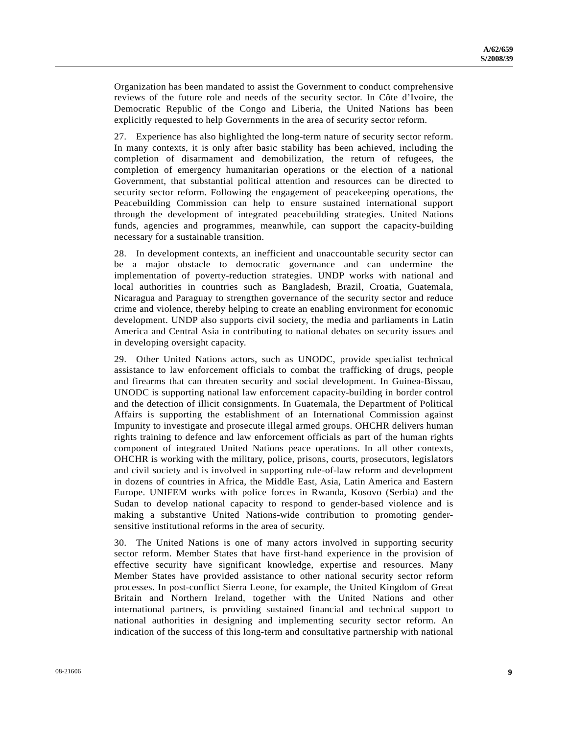Organization has been mandated to assist the Government to conduct comprehensive reviews of the future role and needs of the security sector. In Côte d'Ivoire, the Democratic Republic of the Congo and Liberia, the United Nations has been explicitly requested to help Governments in the area of security sector reform.

27. Experience has also highlighted the long-term nature of security sector reform. In many contexts, it is only after basic stability has been achieved, including the completion of disarmament and demobilization, the return of refugees, the completion of emergency humanitarian operations or the election of a national Government, that substantial political attention and resources can be directed to security sector reform. Following the engagement of peacekeeping operations, the Peacebuilding Commission can help to ensure sustained international support through the development of integrated peacebuilding strategies. United Nations funds, agencies and programmes, meanwhile, can support the capacity-building necessary for a sustainable transition.

28. In development contexts, an inefficient and unaccountable security sector can be a major obstacle to democratic governance and can undermine the implementation of poverty-reduction strategies. UNDP works with national and local authorities in countries such as Bangladesh, Brazil, Croatia, Guatemala, Nicaragua and Paraguay to strengthen governance of the security sector and reduce crime and violence, thereby helping to create an enabling environment for economic development. UNDP also supports civil society, the media and parliaments in Latin America and Central Asia in contributing to national debates on security issues and in developing oversight capacity.

29. Other United Nations actors, such as UNODC, provide specialist technical assistance to law enforcement officials to combat the trafficking of drugs, people and firearms that can threaten security and social development. In Guinea-Bissau, UNODC is supporting national law enforcement capacity-building in border control and the detection of illicit consignments. In Guatemala, the Department of Political Affairs is supporting the establishment of an International Commission against Impunity to investigate and prosecute illegal armed groups. OHCHR delivers human rights training to defence and law enforcement officials as part of the human rights component of integrated United Nations peace operations. In all other contexts, OHCHR is working with the military, police, prisons, courts, prosecutors, legislators and civil society and is involved in supporting rule-of-law reform and development in dozens of countries in Africa, the Middle East, Asia, Latin America and Eastern Europe. UNIFEM works with police forces in Rwanda, Kosovo (Serbia) and the Sudan to develop national capacity to respond to gender-based violence and is making a substantive United Nations-wide contribution to promoting gender-sensitive institutional reforms in the area of security.

30. The United Nations is one of many actors involved in supporting security sector reform. Member States that have first-hand experience in the provision of effective security have significant knowledge, expertise and resources. Many Member States have provided assistance to other national security sector reform processes. In post-conflict Sierra Leone, for example, the United Kingdom of Great Britain and Northern Ireland, together with the United Nations and other international partners, is providing sustained financial and technical support to national authorities in designing and implementing security sector reform. An indication of the success of this long-term and consultative partnership with national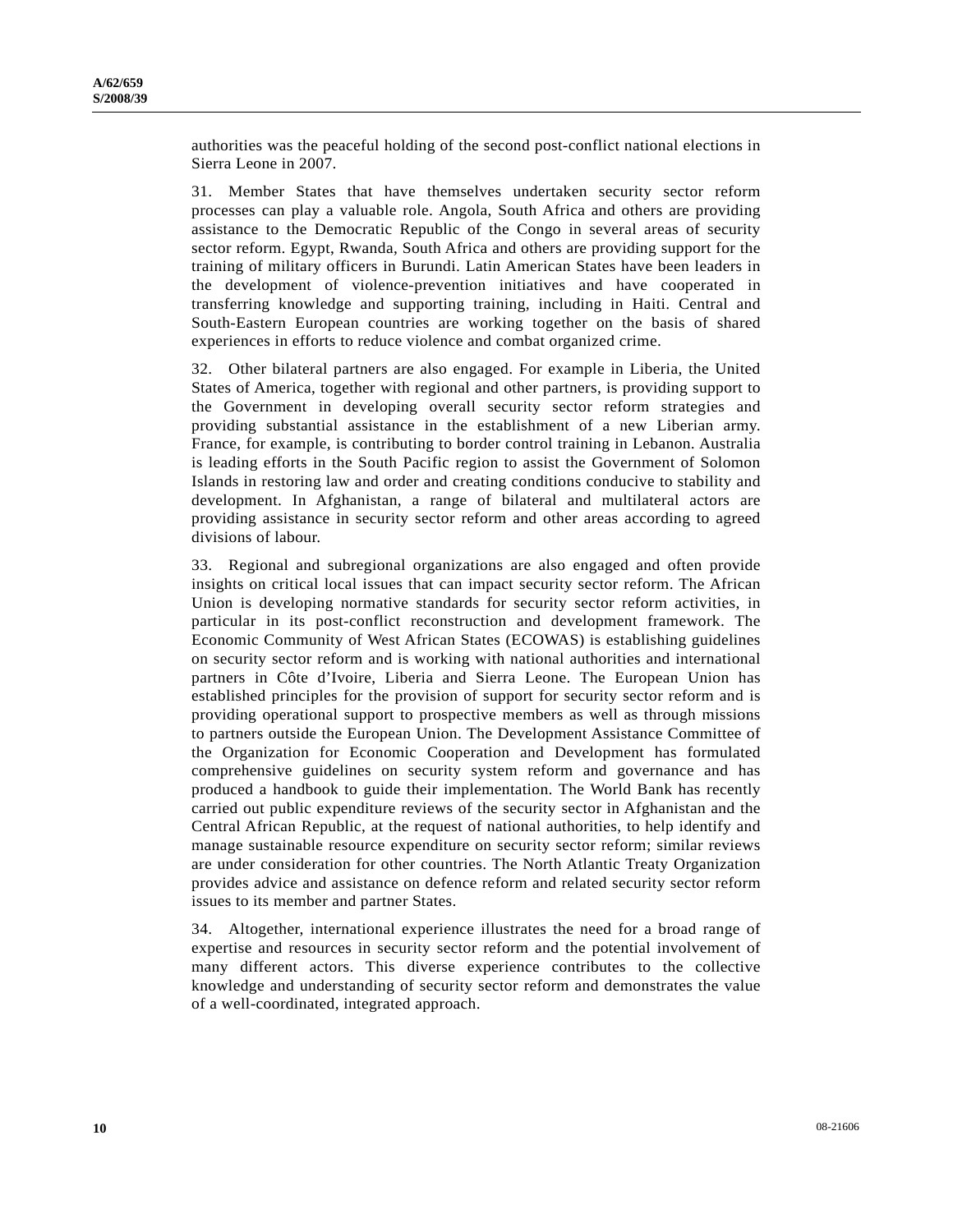authorities was the peaceful holding of the second post-conflict national elections in Sierra Leone in 2007.

31. Member States that have themselves undertaken security sector reform processes can play a valuable role. Angola, South Africa and others are providing assistance to the Democratic Republic of the Congo in several areas of security sector reform. Egypt, Rwanda, South Africa and others are providing support for the training of military officers in Burundi. Latin American States have been leaders in the development of violence-prevention initiatives and have cooperated in transferring knowledge and supporting training, including in Haiti. Central and South-Eastern European countries are working together on the basis of shared experiences in efforts to reduce violence and combat organized crime.

32. Other bilateral partners are also engaged. For example in Liberia, the United States of America, together with regional and other partners, is providing support to the Government in developing overall security sector reform strategies and providing substantial assistance in the establishment of a new Liberian army. France, for example, is contributing to border control training in Lebanon. Australia is leading efforts in the South Pacific region to assist the Government of Solomon Islands in restoring law and order and creating conditions conducive to stability and development. In Afghanistan, a range of bilateral and multilateral actors are providing assistance in security sector reform and other areas according to agreed divisions of labour.

33. Regional and subregional organizations are also engaged and often provide insights on critical local issues that can impact security sector reform. The African Union is developing normative standards for security sector reform activities, in particular in its post-conflict reconstruction and development framework. The Economic Community of West African States (ECOWAS) is establishing guidelines on security sector reform and is working with national authorities and international partners in Côte d'Ivoire, Liberia and Sierra Leone. The European Union has established principles for the provision of support for security sector reform and is providing operational support to prospective members as well as through missions to partners outside the European Union. The Development Assistance Committee of the Organization for Economic Cooperation and Development has formulated comprehensive guidelines on security system reform and governance and has produced a handbook to guide their implementation. The World Bank has recently carried out public expenditure reviews of the security sector in Afghanistan and the Central African Republic, at the request of national authorities, to help identify and manage sustainable resource expenditure on security sector reform; similar reviews are under consideration for other countries. The North Atlantic Treaty Organization provides advice and assistance on defence reform and related security sector reform issues to its member and partner States.

34. Altogether, international experience illustrates the need for a broad range of expertise and resources in security sector reform and the potential involvement of many different actors. This diverse experience contributes to the collective knowledge and understanding of security sector reform and demonstrates the value of a well-coordinated, integrated approach.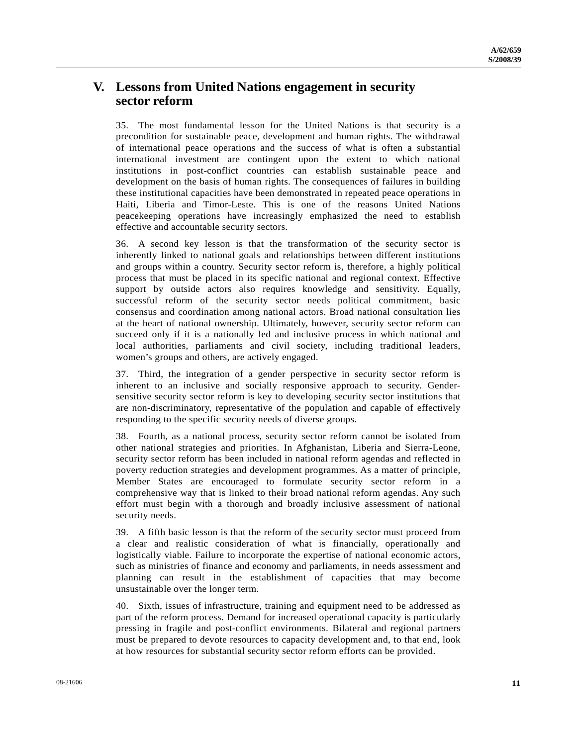## V. Lessons from United Nations engagement in security sector reform

35. The most fundamental lesson for the United Nations is that security is a precondition for sustainable peace, development and human rights. The withdrawal of international peace operations and the success of what is often a substantial international investment are contingent upon the extent to which national institutions in post-conflict countries can establish sustainable peace and development on the basis of human rights. The consequences of failures in building these institutional capacities have been demonstrated in repeated peace operations in Haiti, Liberia and Timor-Leste. This is one of the reasons United Nations peacekeeping operations have increasingly emphasized the need to establish effective and accountable security sectors.

36. A second key lesson is that the transformation of the security sector is inherently linked to national goals and relationships between different institutions and groups within a country. Security sector reform is, therefore, a highly political process that must be placed in its specific national and regional context. Effective support by outside actors also requires knowledge and sensitivity. Equally, successful reform of the security sector needs political commitment, basic consensus and coordination among national actors. Broad national consultation lies at the heart of national ownership. Ultimately, however, security sector reform can succeed only if it is a nationally led and inclusive process in which national and local authorities, parliaments and civil society, including traditional leaders, women's groups and others, are actively engaged.

37. Third, the integration of a gender perspective in security sector reform is inherent to an inclusive and socially responsive approach to security. Gender-sensitive security sector reform is key to developing security sector institutions that are non-discriminatory, representative of the population and capable of effectively responding to the specific security needs of diverse groups.

38. Fourth, as a national process, security sector reform cannot be isolated from other national strategies and priorities. In Afghanistan, Liberia and Sierra-Leone, security sector reform has been included in national reform agendas and reflected in poverty reduction strategies and development programmes. As a matter of principle, Member States are encouraged to formulate security sector reform in a comprehensive way that is linked to their broad national reform agendas. Any such effort must begin with a thorough and broadly inclusive assessment of national security needs.

39. A fifth basic lesson is that the reform of the security sector must proceed from a clear and realistic consideration of what is financially, operationally and logistically viable. Failure to incorporate the expertise of national economic actors, such as ministries of finance and economy and parliaments, in needs assessment and planning can result in the establishment of capacities that may become unsustainable over the longer term.

40. Sixth, issues of infrastructure, training and equipment need to be addressed as part of the reform process. Demand for increased operational capacity is particularly pressing in fragile and post-conflict environments. Bilateral and regional partners must be prepared to devote resources to capacity development and, to that end, look at how resources for substantial security sector reform efforts can be provided.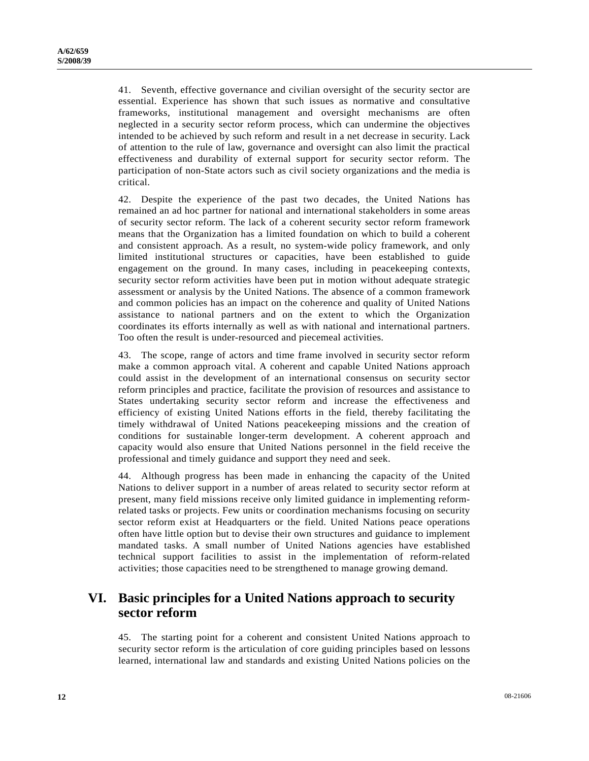41. Seventh, effective governance and civilian oversight of the security sector are essential. Experience has shown that such issues as normative and consultative frameworks, institutional management and oversight mechanisms are often neglected in a security sector reform process, which can undermine the objectives intended to be achieved by such reform and result in a net decrease in security. Lack of attention to the rule of law, governance and oversight can also limit the practical effectiveness and durability of external support for security sector reform. The participation of non-State actors such as civil society organizations and the media is critical.

42. Despite the experience of the past two decades, the United Nations has remained an ad hoc partner for national and international stakeholders in some areas of security sector reform. The lack of a coherent security sector reform framework means that the Organization has a limited foundation on which to build a coherent and consistent approach. As a result, no system-wide policy framework, and only limited institutional structures or capacities, have been established to guide engagement on the ground. In many cases, including in peacekeeping contexts, security sector reform activities have been put in motion without adequate strategic assessment or analysis by the United Nations. The absence of a common framework and common policies has an impact on the coherence and quality of United Nations assistance to national partners and on the extent to which the Organization coordinates its efforts internally as well as with national and international partners. Too often the result is under-resourced and piecemeal activities.

43. The scope, range of actors and time frame involved in security sector reform make a common approach vital. A coherent and capable United Nations approach could assist in the development of an international consensus on security sector reform principles and practice, facilitate the provision of resources and assistance to States undertaking security sector reform and increase the effectiveness and efficiency of existing United Nations efforts in the field, thereby facilitating the timely withdrawal of United Nations peacekeeping missions and the creation of conditions for sustainable longer-term development. A coherent approach and capacity would also ensure that United Nations personnel in the field receive the professional and timely guidance and support they need and seek.

44. Although progress has been made in enhancing the capacity of the United Nations to deliver support in a number of areas related to security sector reform at present, many field missions receive only limited guidance in implementing reform-related tasks or projects. Few units or coordination mechanisms focusing on security sector reform exist at Headquarters or the field. United Nations peace operations often have little option but to devise their own structures and guidance to implement mandated tasks. A small number of United Nations agencies have established technical support facilities to assist in the implementation of reform-related activities; those capacities need to be strengthened to manage growing demand.

## VI. Basic principles for a United Nations approach to security sector reform

45. The starting point for a coherent and consistent United Nations approach to security sector reform is the articulation of core guiding principles based on lessons learned, international law and standards and existing United Nations policies on the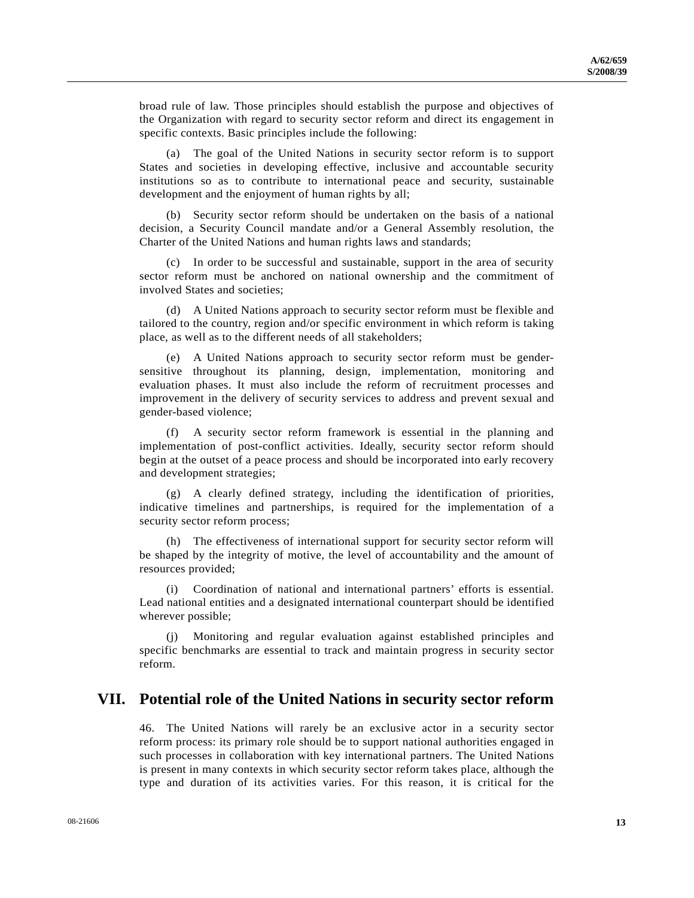broad rule of law. Those principles should establish the purpose and objectives of the Organization with regard to security sector reform and direct its engagement in specific contexts. Basic principles include the following:

(a) The goal of the United Nations in security sector reform is to support States and societies in developing effective, inclusive and accountable security institutions so as to contribute to international peace and security, sustainable development and the enjoyment of human rights by all;

(b) Security sector reform should be undertaken on the basis of a national decision, a Security Council mandate and/or a General Assembly resolution, the Charter of the United Nations and human rights laws and standards;

(c) In order to be successful and sustainable, support in the area of security sector reform must be anchored on national ownership and the commitment of involved States and societies;

(d) A United Nations approach to security sector reform must be flexible and tailored to the country, region and/or specific environment in which reform is taking place, as well as to the different needs of all stakeholders;

(e) A United Nations approach to security sector reform must be gender-sensitive throughout its planning, design, implementation, monitoring and evaluation phases. It must also include the reform of recruitment processes and improvement in the delivery of security services to address and prevent sexual and gender-based violence;

(f) A security sector reform framework is essential in the planning and implementation of post-conflict activities. Ideally, security sector reform should begin at the outset of a peace process and should be incorporated into early recovery and development strategies;

(g) A clearly defined strategy, including the identification of priorities, indicative timelines and partnerships, is required for the implementation of a security sector reform process;

(h) The effectiveness of international support for security sector reform will be shaped by the integrity of motive, the level of accountability and the amount of resources provided;

(i) Coordination of national and international partners' efforts is essential. Lead national entities and a designated international counterpart should be identified wherever possible;

(j) Monitoring and regular evaluation against established principles and specific benchmarks are essential to track and maintain progress in security sector reform.

## VII. Potential role of the United Nations in security sector reform

46. The United Nations will rarely be an exclusive actor in a security sector reform process: its primary role should be to support national authorities engaged in such processes in collaboration with key international partners. The United Nations is present in many contexts in which security sector reform takes place, although the type and duration of its activities varies. For this reason, it is critical for the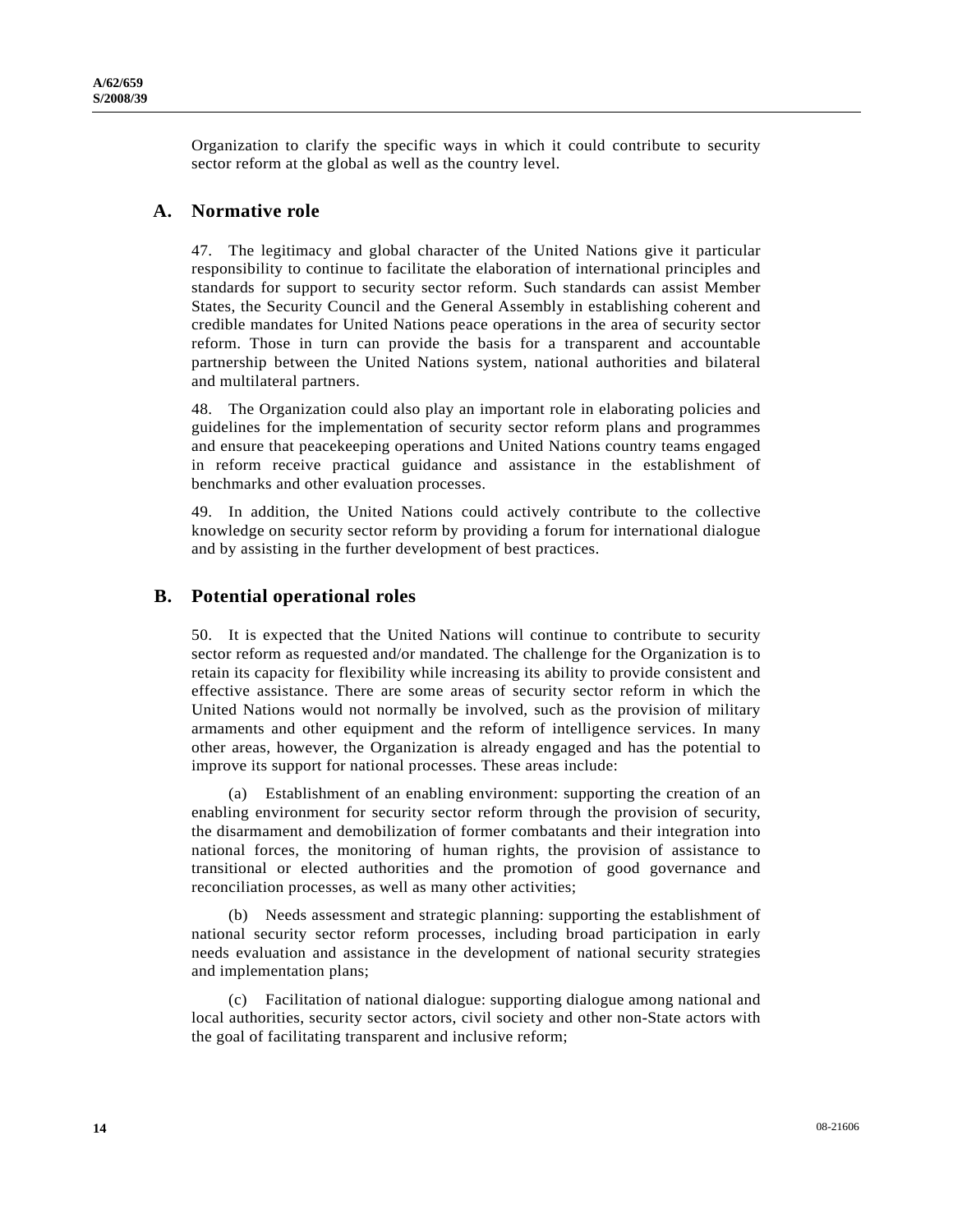Organization to clarify the specific ways in which it could contribute to security sector reform at the global as well as the country level.

## A. Normative role

47. The legitimacy and global character of the United Nations give it particular responsibility to continue to facilitate the elaboration of international principles and standards for support to security sector reform. Such standards can assist Member States, the Security Council and the General Assembly in establishing coherent and credible mandates for United Nations peace operations in the area of security sector reform. Those in turn can provide the basis for a transparent and accountable partnership between the United Nations system, national authorities and bilateral and multilateral partners.

48. The Organization could also play an important role in elaborating policies and guidelines for the implementation of security sector reform plans and programmes and ensure that peacekeeping operations and United Nations country teams engaged in reform receive practical guidance and assistance in the establishment of benchmarks and other evaluation processes.

49. In addition, the United Nations could actively contribute to the collective knowledge on security sector reform by providing a forum for international dialogue and by assisting in the further development of best practices.

## B. Potential operational roles

50. It is expected that the United Nations will continue to contribute to security sector reform as requested and/or mandated. The challenge for the Organization is to retain its capacity for flexibility while increasing its ability to provide consistent and effective assistance. There are some areas of security sector reform in which the United Nations would not normally be involved, such as the provision of military armaments and other equipment and the reform of intelligence services. In many other areas, however, the Organization is already engaged and has the potential to improve its support for national processes. These areas include:

(a) Establishment of an enabling environment: supporting the creation of an enabling environment for security sector reform through the provision of security, the disarmament and demobilization of former combatants and their integration into national forces, the monitoring of human rights, the provision of assistance to transitional or elected authorities and the promotion of good governance and reconciliation processes, as well as many other activities;

(b) Needs assessment and strategic planning: supporting the establishment of national security sector reform processes, including broad participation in early needs evaluation and assistance in the development of national security strategies and implementation plans;

(c) Facilitation of national dialogue: supporting dialogue among national and local authorities, security sector actors, civil society and other non-State actors with the goal of facilitating transparent and inclusive reform;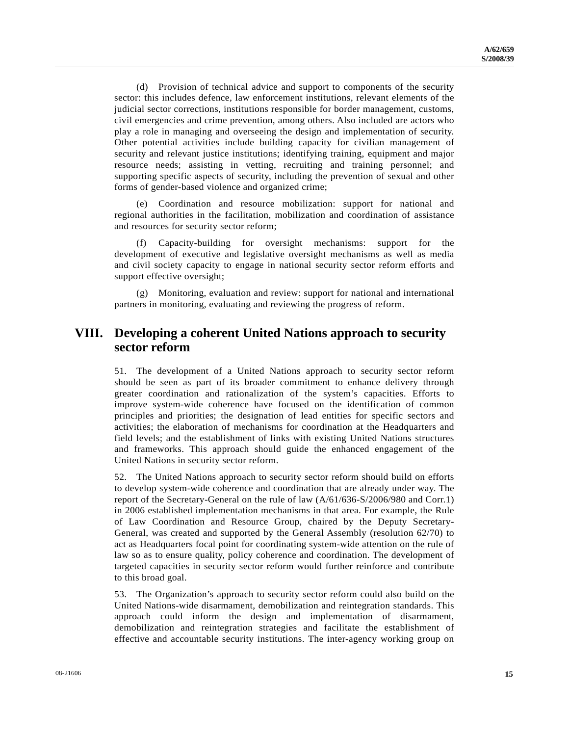(d) Provision of technical advice and support to components of the security sector: this includes defence, law enforcement institutions, relevant elements of the judicial sector corrections, institutions responsible for border management, customs, civil emergencies and crime prevention, among others. Also included are actors who play a role in managing and overseeing the design and implementation of security. Other potential activities include building capacity for civilian management of security and relevant justice institutions; identifying training, equipment and major resource needs; assisting in vetting, recruiting and training personnel; and supporting specific aspects of security, including the prevention of sexual and other forms of gender-based violence and organized crime;

(e) Coordination and resource mobilization: support for national and regional authorities in the facilitation, mobilization and coordination of assistance and resources for security sector reform;

(f) Capacity-building for oversight mechanisms: support for the development of executive and legislative oversight mechanisms as well as media and civil society capacity to engage in national security sector reform efforts and support effective oversight;

(g) Monitoring, evaluation and review: support for national and international partners in monitoring, evaluating and reviewing the progress of reform.

## VIII. Developing a coherent United Nations approach to security sector reform

51. The development of a United Nations approach to security sector reform should be seen as part of its broader commitment to enhance delivery through greater coordination and rationalization of the system's capacities. Efforts to improve system-wide coherence have focused on the identification of common principles and priorities; the designation of lead entities for specific sectors and activities; the elaboration of mechanisms for coordination at the Headquarters and field levels; and the establishment of links with existing United Nations structures and frameworks. This approach should guide the enhanced engagement of the United Nations in security sector reform.

52. The United Nations approach to security sector reform should build on efforts to develop system-wide coherence and coordination that are already under way. The report of the Secretary-General on the rule of law (A/61/636-S/2006/980 and Corr.1) in 2006 established implementation mechanisms in that area. For example, the Rule of Law Coordination and Resource Group, chaired by the Deputy Secretary-General, was created and supported by the General Assembly (resolution 62/70) to act as Headquarters focal point for coordinating system-wide attention on the rule of law so as to ensure quality, policy coherence and coordination. The development of targeted capacities in security sector reform would further reinforce and contribute to this broad goal.

53. The Organization's approach to security sector reform could also build on the United Nations-wide disarmament, demobilization and reintegration standards. This approach could inform the design and implementation of disarmament, demobilization and reintegration strategies and facilitate the establishment of effective and accountable security institutions. The inter-agency working group on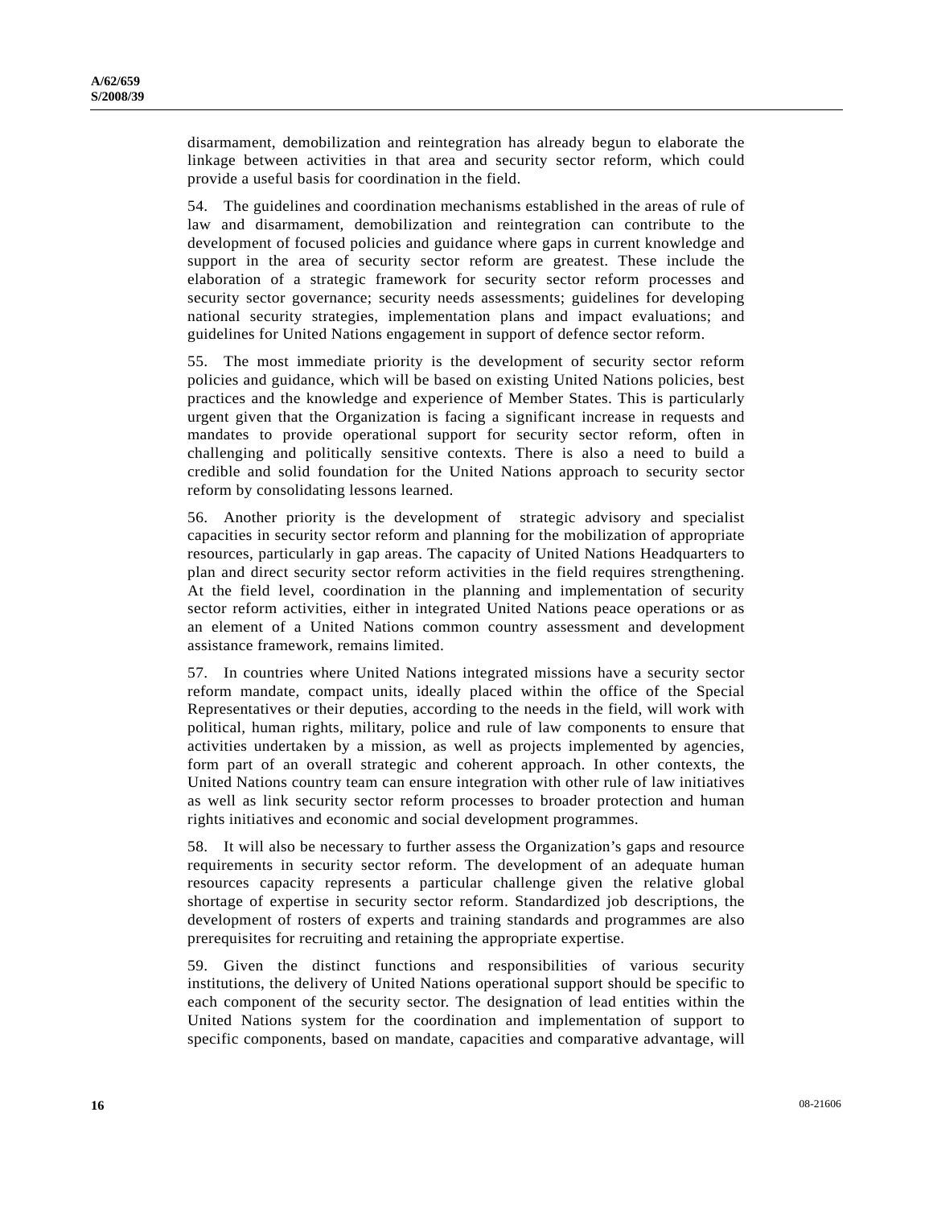disarmament, demobilization and reintegration has already begun to elaborate the linkage between activities in that area and security sector reform, which could provide a useful basis for coordination in the field.

54. The guidelines and coordination mechanisms established in the areas of rule of law and disarmament, demobilization and reintegration can contribute to the development of focused policies and guidance where gaps in current knowledge and support in the area of security sector reform are greatest. These include the elaboration of a strategic framework for security sector reform processes and security sector governance; security needs assessments; guidelines for developing national security strategies, implementation plans and impact evaluations; and guidelines for United Nations engagement in support of defence sector reform.

55. The most immediate priority is the development of security sector reform policies and guidance, which will be based on existing United Nations policies, best practices and the knowledge and experience of Member States. This is particularly urgent given that the Organization is facing a significant increase in requests and mandates to provide operational support for security sector reform, often in challenging and politically sensitive contexts. There is also a need to build a credible and solid foundation for the United Nations approach to security sector reform by consolidating lessons learned.

56. Another priority is the development of strategic advisory and specialist capacities in security sector reform and planning for the mobilization of appropriate resources, particularly in gap areas. The capacity of United Nations Headquarters to plan and direct security sector reform activities in the field requires strengthening. At the field level, coordination in the planning and implementation of security sector reform activities, either in integrated United Nations peace operations or as an element of a United Nations common country assessment and development assistance framework, remains limited.

57. In countries where United Nations integrated missions have a security sector reform mandate, compact units, ideally placed within the office of the Special Representatives or their deputies, according to the needs in the field, will work with political, human rights, military, police and rule of law components to ensure that activities undertaken by a mission, as well as projects implemented by agencies, form part of an overall strategic and coherent approach. In other contexts, the United Nations country team can ensure integration with other rule of law initiatives as well as link security sector reform processes to broader protection and human rights initiatives and economic and social development programmes.

58. It will also be necessary to further assess the Organization's gaps and resource requirements in security sector reform. The development of an adequate human resources capacity represents a particular challenge given the relative global shortage of expertise in security sector reform. Standardized job descriptions, the development of rosters of experts and training standards and programmes are also prerequisites for recruiting and retaining the appropriate expertise.

59. Given the distinct functions and responsibilities of various security institutions, the delivery of United Nations operational support should be specific to each component of the security sector. The designation of lead entities within the United Nations system for the coordination and implementation of support to specific components, based on mandate, capacities and comparative advantage, will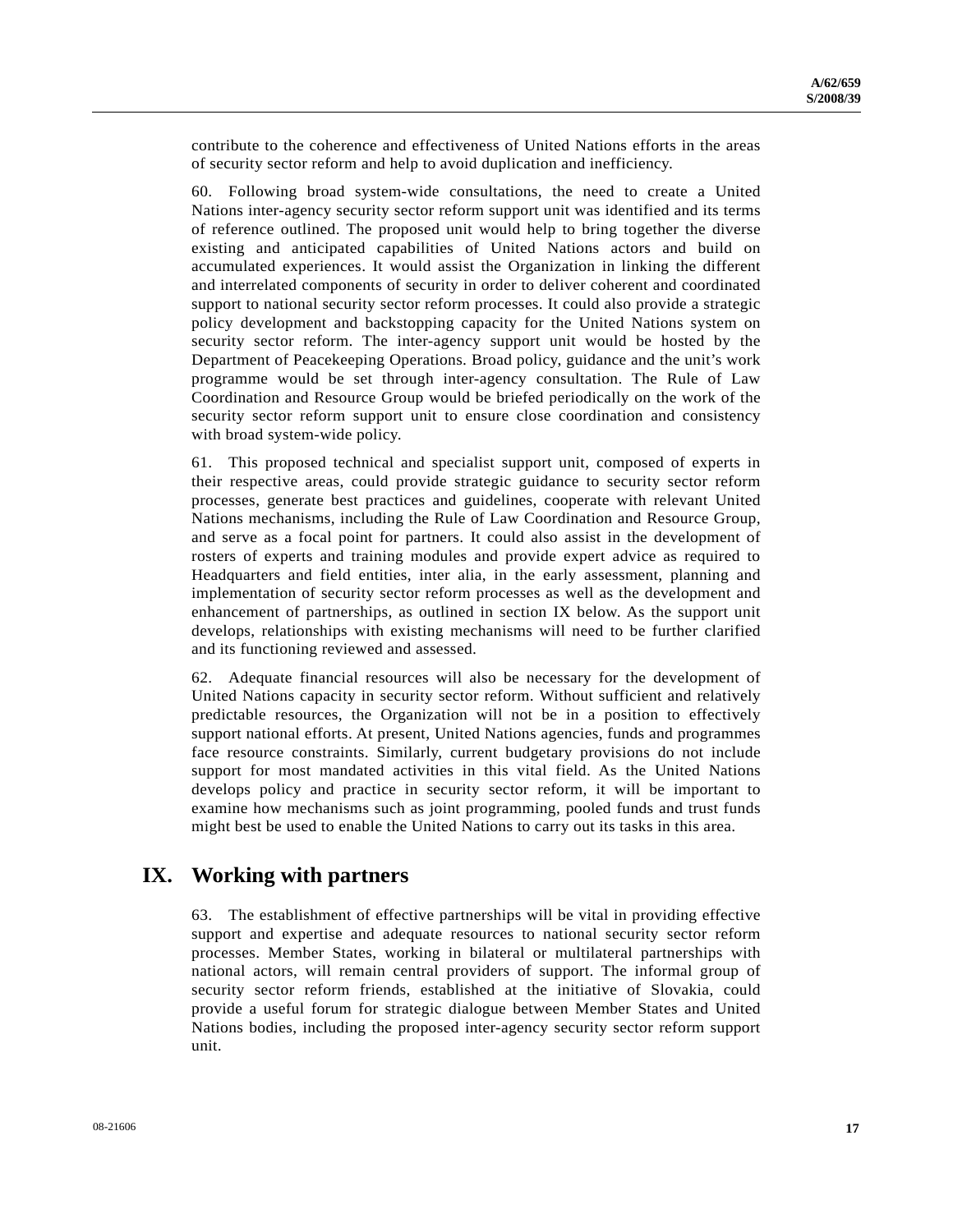contribute to the coherence and effectiveness of United Nations efforts in the areas of security sector reform and help to avoid duplication and inefficiency.

60. Following broad system-wide consultations, the need to create a United Nations inter-agency security sector reform support unit was identified and its terms of reference outlined. The proposed unit would help to bring together the diverse existing and anticipated capabilities of United Nations actors and build on accumulated experiences. It would assist the Organization in linking the different and interrelated components of security in order to deliver coherent and coordinated support to national security sector reform processes. It could also provide a strategic policy development and backstopping capacity for the United Nations system on security sector reform. The inter-agency support unit would be hosted by the Department of Peacekeeping Operations. Broad policy, guidance and the unit's work programme would be set through inter-agency consultation. The Rule of Law Coordination and Resource Group would be briefed periodically on the work of the security sector reform support unit to ensure close coordination and consistency with broad system-wide policy.

61. This proposed technical and specialist support unit, composed of experts in their respective areas, could provide strategic guidance to security sector reform processes, generate best practices and guidelines, cooperate with relevant United Nations mechanisms, including the Rule of Law Coordination and Resource Group, and serve as a focal point for partners. It could also assist in the development of rosters of experts and training modules and provide expert advice as required to Headquarters and field entities, inter alia, in the early assessment, planning and implementation of security sector reform processes as well as the development and enhancement of partnerships, as outlined in section IX below. As the support unit develops, relationships with existing mechanisms will need to be further clarified and its functioning reviewed and assessed.

62. Adequate financial resources will also be necessary for the development of United Nations capacity in security sector reform. Without sufficient and relatively predictable resources, the Organization will not be in a position to effectively support national efforts. At present, United Nations agencies, funds and programmes face resource constraints. Similarly, current budgetary provisions do not include support for most mandated activities in this vital field. As the United Nations develops policy and practice in security sector reform, it will be important to examine how mechanisms such as joint programming, pooled funds and trust funds might best be used to enable the United Nations to carry out its tasks in this area.

## IX. Working with partners

63. The establishment of effective partnerships will be vital in providing effective support and expertise and adequate resources to national security sector reform processes. Member States, working in bilateral or multilateral partnerships with national actors, will remain central providers of support. The informal group of security sector reform friends, established at the initiative of Slovakia, could provide a useful forum for strategic dialogue between Member States and United Nations bodies, including the proposed inter-agency security sector reform support unit.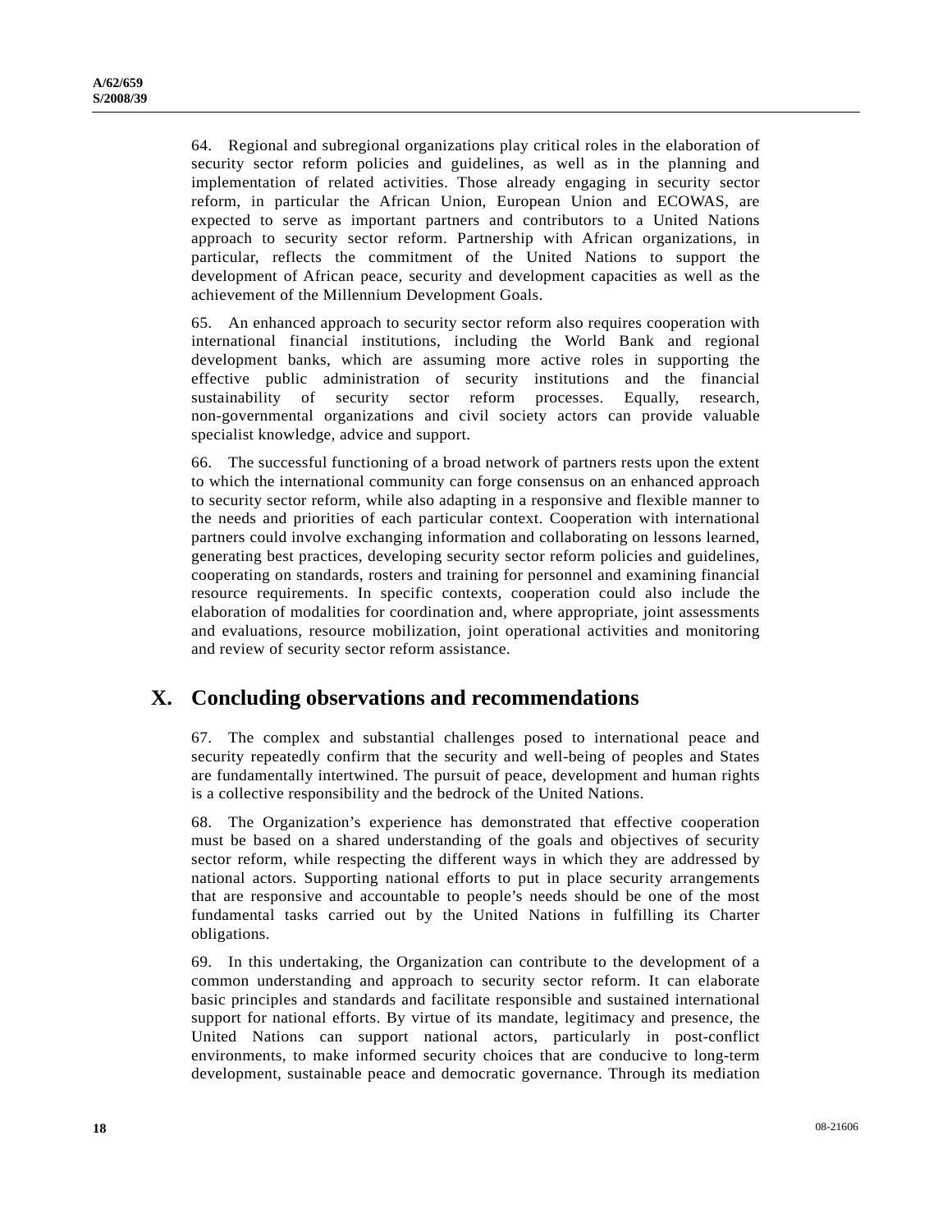64. Regional and subregional organizations play critical roles in the elaboration of security sector reform policies and guidelines, as well as in the planning and implementation of related activities. Those already engaging in security sector reform, in particular the African Union, European Union and ECOWAS, are expected to serve as important partners and contributors to a United Nations approach to security sector reform. Partnership with African organizations, in particular, reflects the commitment of the United Nations to support the development of African peace, security and development capacities as well as the achievement of the Millennium Development Goals.

65. An enhanced approach to security sector reform also requires cooperation with international financial institutions, including the World Bank and regional development banks, which are assuming more active roles in supporting the effective public administration of security institutions and the financial sustainability of security sector reform processes. Equally, research, non-governmental organizations and civil society actors can provide valuable specialist knowledge, advice and support.

66. The successful functioning of a broad network of partners rests upon the extent to which the international community can forge consensus on an enhanced approach to security sector reform, while also adapting in a responsive and flexible manner to the needs and priorities of each particular context. Cooperation with international partners could involve exchanging information and collaborating on lessons learned, generating best practices, developing security sector reform policies and guidelines, cooperating on standards, rosters and training for personnel and examining financial resource requirements. In specific contexts, cooperation could also include the elaboration of modalities for coordination and, where appropriate, joint assessments and evaluations, resource mobilization, joint operational activities and monitoring and review of security sector reform assistance.

# X. Concluding observations and recommendations

67. The complex and substantial challenges posed to international peace and security repeatedly confirm that the security and well-being of peoples and States are fundamentally intertwined. The pursuit of peace, development and human rights is a collective responsibility and the bedrock of the United Nations.

68. The Organization's experience has demonstrated that effective cooperation must be based on a shared understanding of the goals and objectives of security sector reform, while respecting the different ways in which they are addressed by national actors. Supporting national efforts to put in place security arrangements that are responsive and accountable to people's needs should be one of the most fundamental tasks carried out by the United Nations in fulfilling its Charter obligations.

69. In this undertaking, the Organization can contribute to the development of a common understanding and approach to security sector reform. It can elaborate basic principles and standards and facilitate responsible and sustained international support for national efforts. By virtue of its mandate, legitimacy and presence, the United Nations can support national actors, particularly in post-conflict environments, to make informed security choices that are conducive to long-term development, sustainable peace and democratic governance. Through its mediation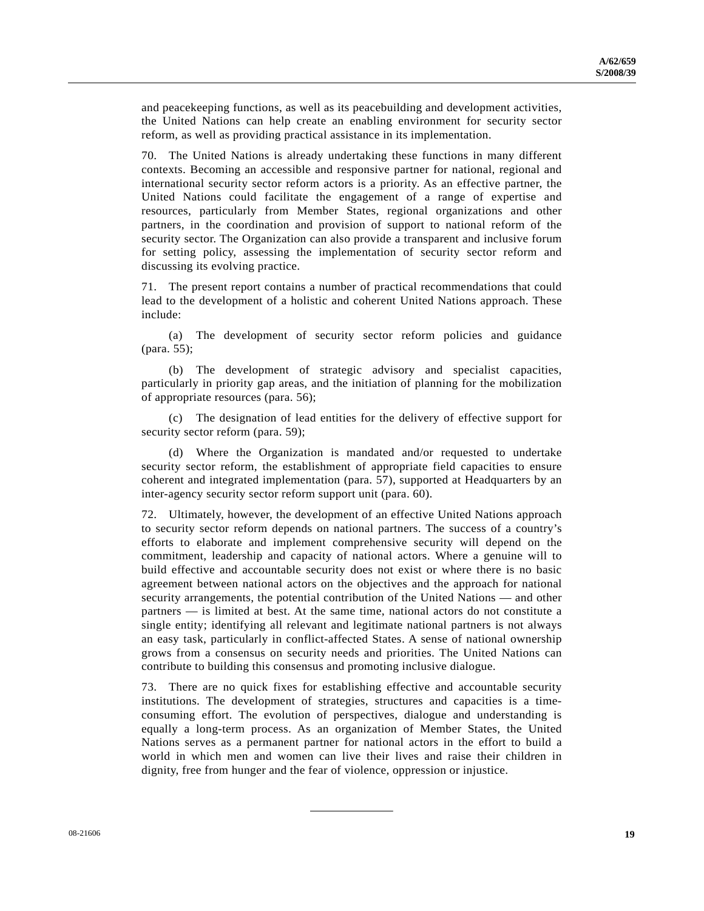and peacekeeping functions, as well as its peacebuilding and development activities, the United Nations can help create an enabling environment for security sector reform, as well as providing practical assistance in its implementation.

70. The United Nations is already undertaking these functions in many different contexts. Becoming an accessible and responsive partner for national, regional and international security sector reform actors is a priority. As an effective partner, the United Nations could facilitate the engagement of a range of expertise and resources, particularly from Member States, regional organizations and other partners, in the coordination and provision of support to national reform of the security sector. The Organization can also provide a transparent and inclusive forum for setting policy, assessing the implementation of security sector reform and discussing its evolving practice.

71. The present report contains a number of practical recommendations that could lead to the development of a holistic and coherent United Nations approach. These include:

(a) The development of security sector reform policies and guidance (para. 55);

(b) The development of strategic advisory and specialist capacities, particularly in priority gap areas, and the initiation of planning for the mobilization of appropriate resources (para. 56);

(c) The designation of lead entities for the delivery of effective support for security sector reform (para. 59);

(d) Where the Organization is mandated and/or requested to undertake security sector reform, the establishment of appropriate field capacities to ensure coherent and integrated implementation (para. 57), supported at Headquarters by an inter-agency security sector reform support unit (para. 60).

72. Ultimately, however, the development of an effective United Nations approach to security sector reform depends on national partners. The success of a country's efforts to elaborate and implement comprehensive security will depend on the commitment, leadership and capacity of national actors. Where a genuine will to build effective and accountable security does not exist or where there is no basic agreement between national actors on the objectives and the approach for national security arrangements, the potential contribution of the United Nations — and other partners — is limited at best. At the same time, national actors do not constitute a single entity; identifying all relevant and legitimate national partners is not always an easy task, particularly in conflict-affected States. A sense of national ownership grows from a consensus on security needs and priorities. The United Nations can contribute to building this consensus and promoting inclusive dialogue.

73. There are no quick fixes for establishing effective and accountable security institutions. The development of strategies, structures and capacities is a time-consuming effort. The evolution of perspectives, dialogue and understanding is equally a long-term process. As an organization of Member States, the United Nations serves as a permanent partner for national actors in the effort to build a world in which men and women can live their lives and raise their children in dignity, free from hunger and the fear of violence, oppression or injustice.